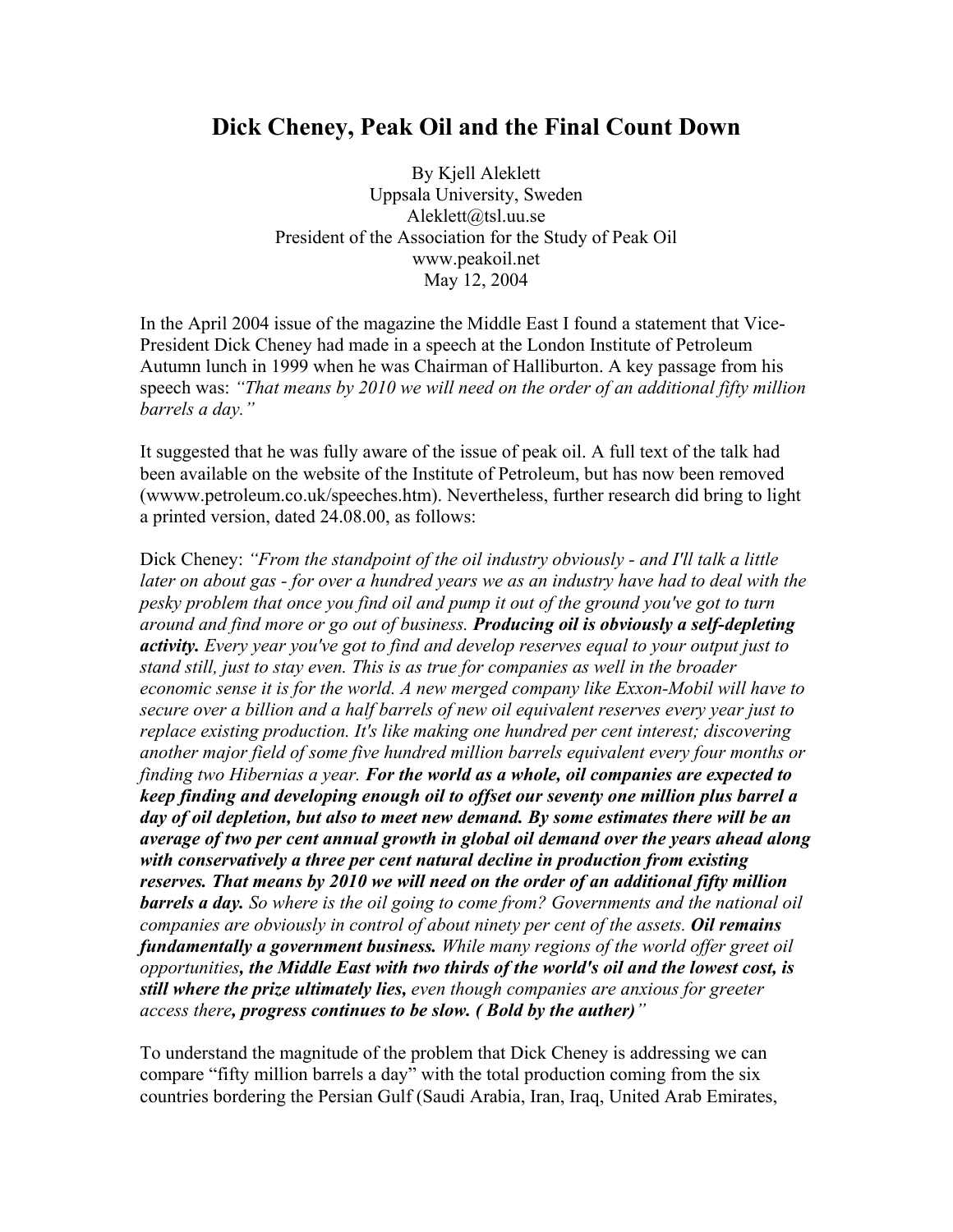# Dick Cheney, Peak Oil and the Final Count Down

By Kjell Aleklett
Uppsala University, Sweden
Aleklett@tsl.uu.se
President of the Association for the Study of Peak Oil
www.peakoil.net
May 12, 2004

In the April 2004 issue of the magazine the Middle East I found a statement that Vice-President Dick Cheney had made in a speech at the London Institute of Petroleum Autumn lunch in 1999 when he was Chairman of Halliburton. A key passage from his speech was: *"That means by 2010 we will need on the order of an additional fifty million barrels a day."*

It suggested that he was fully aware of the issue of peak oil. A full text of the talk had been available on the website of the Institute of Petroleum, but has now been removed (wwww.petroleum.co.uk/speeches.htm). Nevertheless, further research did bring to light a printed version, dated 24.08.00, as follows:

Dick Cheney: *"From the standpoint of the oil industry obviously - and I'll talk a little later on about gas - for over a hundred years we as an industry have had to deal with the pesky problem that once you find oil and pump it out of the ground you've got to turn around and find more or go out of business.* ***Producing oil is obviously a self-depleting activity.*** *Every year you've got to find and develop reserves equal to your output just to stand still, just to stay even. This is as true for companies as well in the broader economic sense it is for the world. A new merged company like Exxon-Mobil will have to secure over a billion and a half barrels of new oil equivalent reserves every year just to replace existing production. It's like making one hundred per cent interest; discovering another major field of some five hundred million barrels equivalent every four months or finding two Hibernias a year.* ***For the world as a whole, oil companies are expected to keep finding and developing enough oil to offset our seventy one million plus barrel a day of oil depletion, but also to meet new demand. By some estimates there will be an average of two per cent annual growth in global oil demand over the years ahead along with conservatively a three per cent natural decline in production from existing reserves. That means by 2010 we will need on the order of an additional fifty million barrels a day.*** *So where is the oil going to come from? Governments and the national oil companies are obviously in control of about ninety per cent of the assets.* ***Oil remains fundamentally a government business.*** *While many regions of the world offer greet oil opportunities****, the Middle East with two thirds of the world's oil and the lowest cost, is still where the prize ultimately lies,*** *even though companies are anxious for greeter access there****, progress continues to be slow. ( Bold by the auther)"***

To understand the magnitude of the problem that Dick Cheney is addressing we can compare "fifty million barrels a day" with the total production coming from the six countries bordering the Persian Gulf (Saudi Arabia, Iran, Iraq, United Arab Emirates,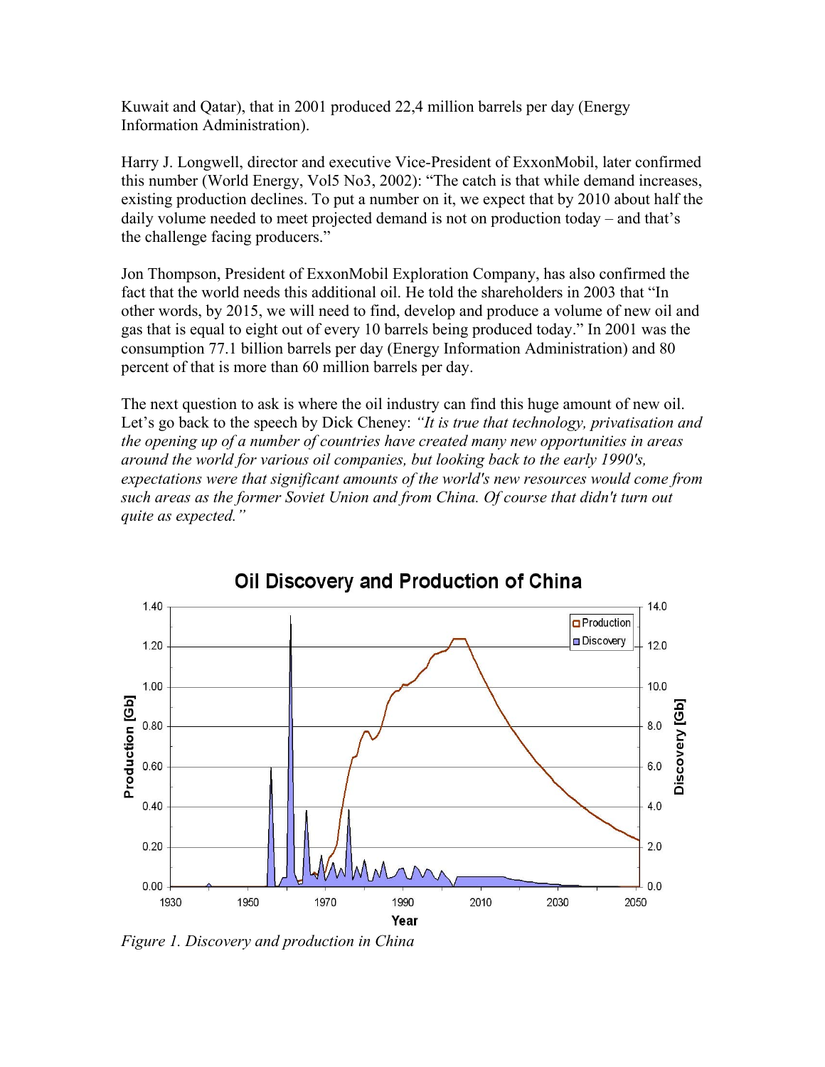Kuwait and Qatar), that in 2001 produced 22,4 million barrels per day (Energy Information Administration).

Harry J. Longwell, director and executive Vice-President of ExxonMobil, later confirmed this number (World Energy, Vol5 No3, 2002): "The catch is that while demand increases, existing production declines. To put a number on it, we expect that by 2010 about half the daily volume needed to meet projected demand is not on production today – and that's the challenge facing producers."

Jon Thompson, President of ExxonMobil Exploration Company, has also confirmed the fact that the world needs this additional oil. He told the shareholders in 2003 that "In other words, by 2015, we will need to find, develop and produce a volume of new oil and gas that is equal to eight out of every 10 barrels being produced today." In 2001 was the consumption 77.1 billion barrels per day (Energy Information Administration) and 80 percent of that is more than 60 million barrels per day.

The next question to ask is where the oil industry can find this huge amount of new oil. Let's go back to the speech by Dick Cheney: *"It is true that technology, privatisation and the opening up of a number of countries have created many new opportunities in areas around the world for various oil companies, but looking back to the early 1990's, expectations were that significant amounts of the world's new resources would come from such areas as the former Soviet Union and from China. Of course that didn't turn out quite as expected."*

*Figure 1. Discovery and production in China*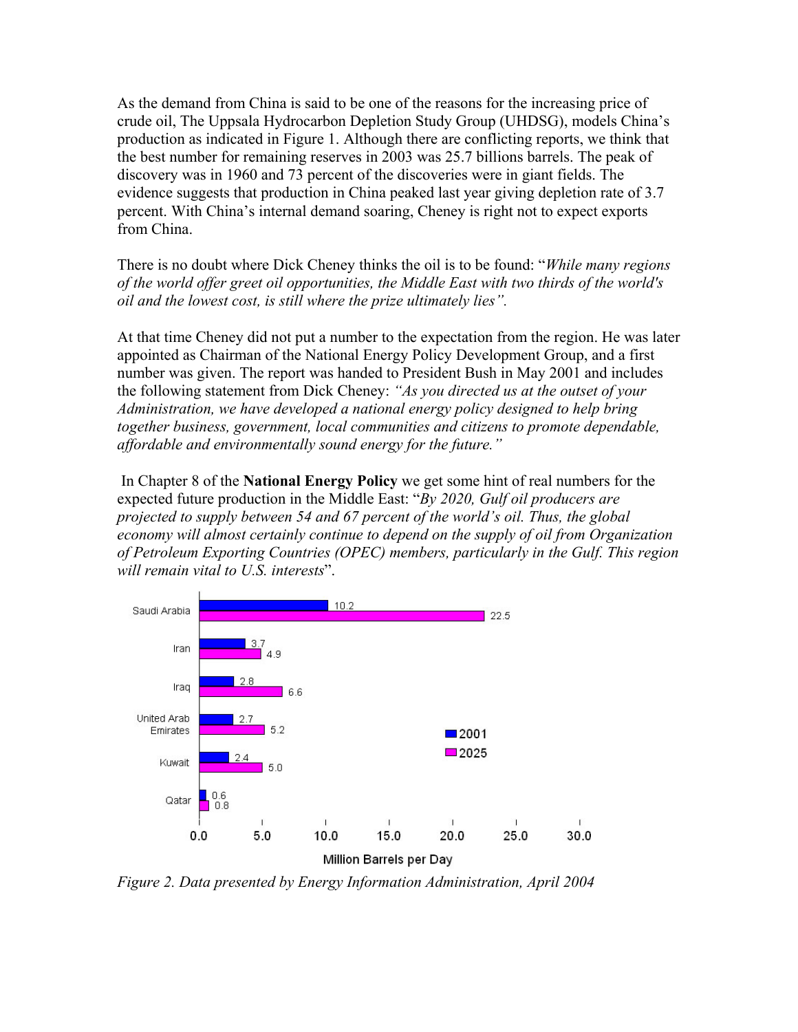As the demand from China is said to be one of the reasons for the increasing price of crude oil, The Uppsala Hydrocarbon Depletion Study Group (UHDSG), models China's production as indicated in Figure 1. Although there are conflicting reports, we think that the best number for remaining reserves in 2003 was 25.7 billions barrels. The peak of discovery was in 1960 and 73 percent of the discoveries were in giant fields. The evidence suggests that production in China peaked last year giving depletion rate of 3.7 percent. With China's internal demand soaring, Cheney is right not to expect exports from China.

There is no doubt where Dick Cheney thinks the oil is to be found: "*While many regions of the world offer greet oil opportunities, the Middle East with two thirds of the world's oil and the lowest cost, is still where the prize ultimately lies".*

At that time Cheney did not put a number to the expectation from the region. He was later appointed as Chairman of the National Energy Policy Development Group, and a first number was given. The report was handed to President Bush in May 2001 and includes the following statement from Dick Cheney: *"As you directed us at the outset of your Administration, we have developed a national energy policy designed to help bring together business, government, local communities and citizens to promote dependable, affordable and environmentally sound energy for the future."*

In Chapter 8 of the **National Energy Policy** we get some hint of real numbers for the expected future production in the Middle East: "*By 2020, Gulf oil producers are projected to supply between 54 and 67 percent of the world's oil. Thus, the global economy will almost certainly continue to depend on the supply of oil from Organization of Petroleum Exporting Countries (OPEC) members, particularly in the Gulf. This region will remain vital to U.S. interests*".

| Country | 2001 (Million Barrels per Day) | 2025 (Million Barrels per Day) |
|---|---|---|
| Saudi Arabia | 10.2 | 22.5 |
| Iran | 3.7 | 4.9 |
| Iraq | 2.8 | 6.6 |
| United Arab Emirates | 2.7 | 5.2 |
| Kuwait | 2.4 | 5.0 |
| Qatar | 0.6 | 0.8 |

*Figure 2. Data presented by Energy Information Administration, April 2004*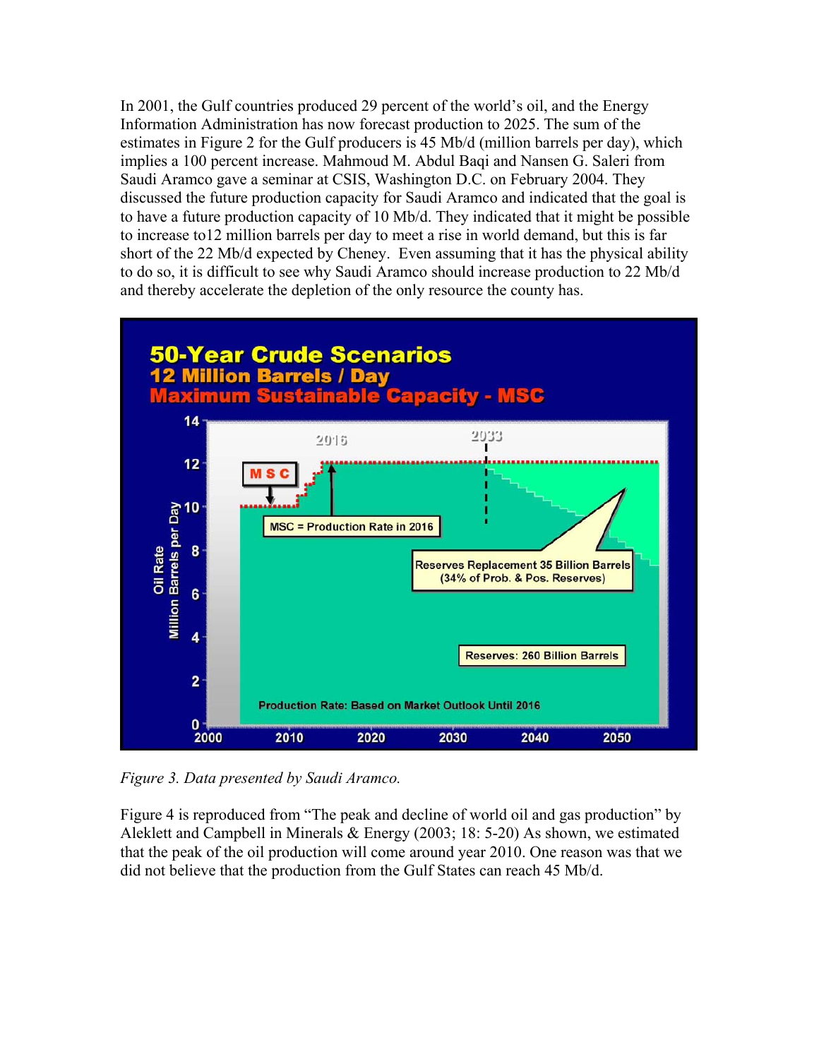In 2001, the Gulf countries produced 29 percent of the world's oil, and the Energy Information Administration has now forecast production to 2025. The sum of the estimates in Figure 2 for the Gulf producers is 45 Mb/d (million barrels per day), which implies a 100 percent increase. Mahmoud M. Abdul Baqi and Nansen G. Saleri from Saudi Aramco gave a seminar at CSIS, Washington D.C. on February 2004. They discussed the future production capacity for Saudi Aramco and indicated that the goal is to have a future production capacity of 10 Mb/d. They indicated that it might be possible to increase to12 million barrels per day to meet a rise in world demand, but this is far short of the 22 Mb/d expected by Cheney. Even assuming that it has the physical ability to do so, it is difficult to see why Saudi Aramco should increase production to 22 Mb/d and thereby accelerate the depletion of the only resource the county has.

*Figure 3. Data presented by Saudi Aramco.*

Figure 4 is reproduced from "The peak and decline of world oil and gas production" by Aleklett and Campbell in Minerals & Energy (2003; 18: 5-20) As shown, we estimated that the peak of the oil production will come around year 2010. One reason was that we did not believe that the production from the Gulf States can reach 45 Mb/d.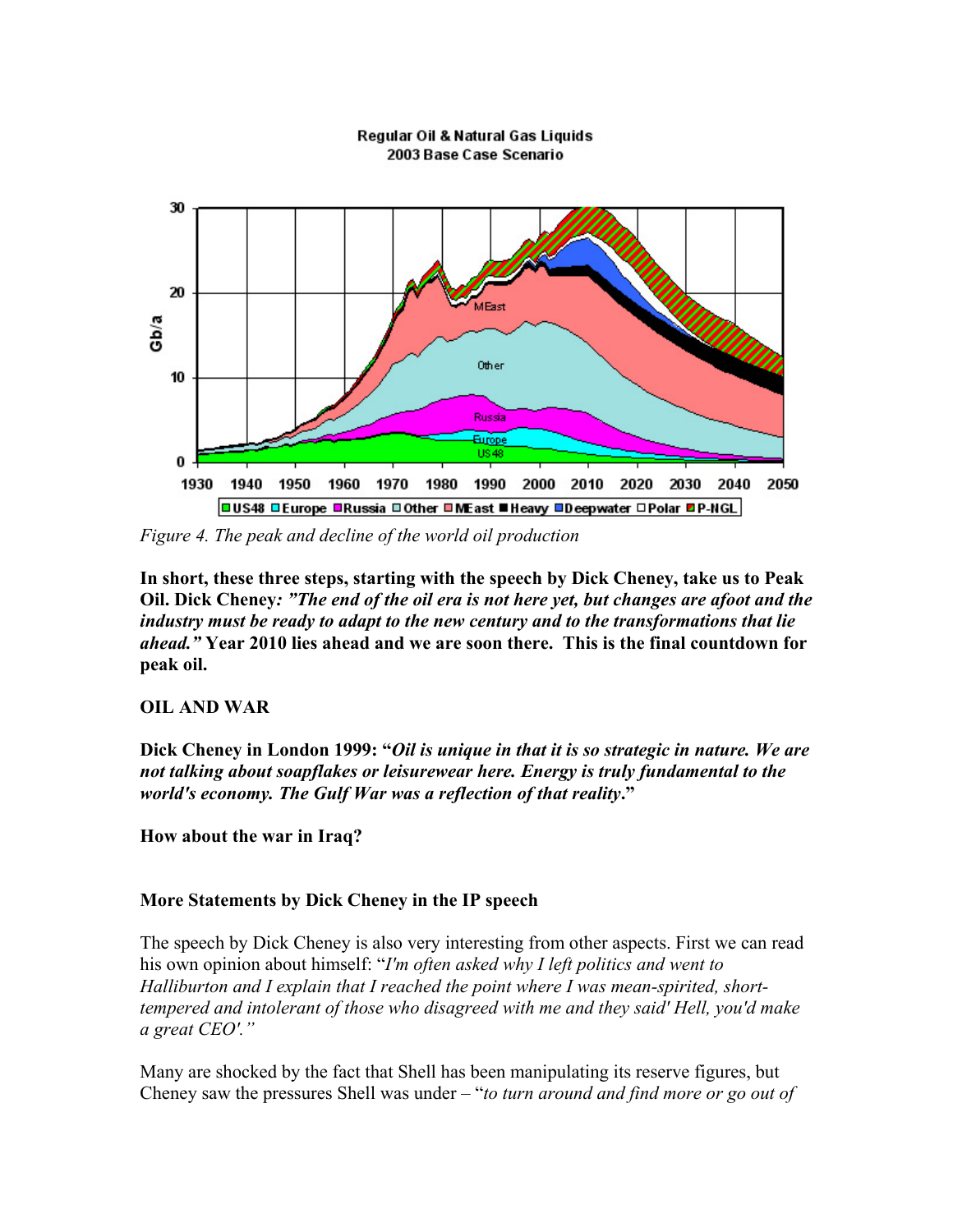*Figure 4. The peak and decline of the world oil production*

**In short, these three steps, starting with the speech by Dick Cheney, take us to Peak Oil. Dick Cheney*: "The end of the oil era is not here yet, but changes are afoot and the industry must be ready to adapt to the new century and to the transformations that lie ahead."* Year 2010 lies ahead and we are soon there. This is the final countdown for peak oil.**

**OIL AND WAR**

**Dick Cheney in London 1999: "*Oil is unique in that it is so strategic in nature. We are not talking about soapflakes or leisurewear here. Energy is truly fundamental to the world's economy. The Gulf War was a reflection of that reality*."**

**How about the war in Iraq?**

**More Statements by Dick Cheney in the IP speech**

The speech by Dick Cheney is also very interesting from other aspects. First we can read his own opinion about himself: "*I'm often asked why I left politics and went to Halliburton and I explain that I reached the point where I was mean-spirited, short-tempered and intolerant of those who disagreed with me and they said' Hell, you'd make a great CEO'.*"

Many are shocked by the fact that Shell has been manipulating its reserve figures, but Cheney saw the pressures Shell was under – "*to turn around and find more or go out of*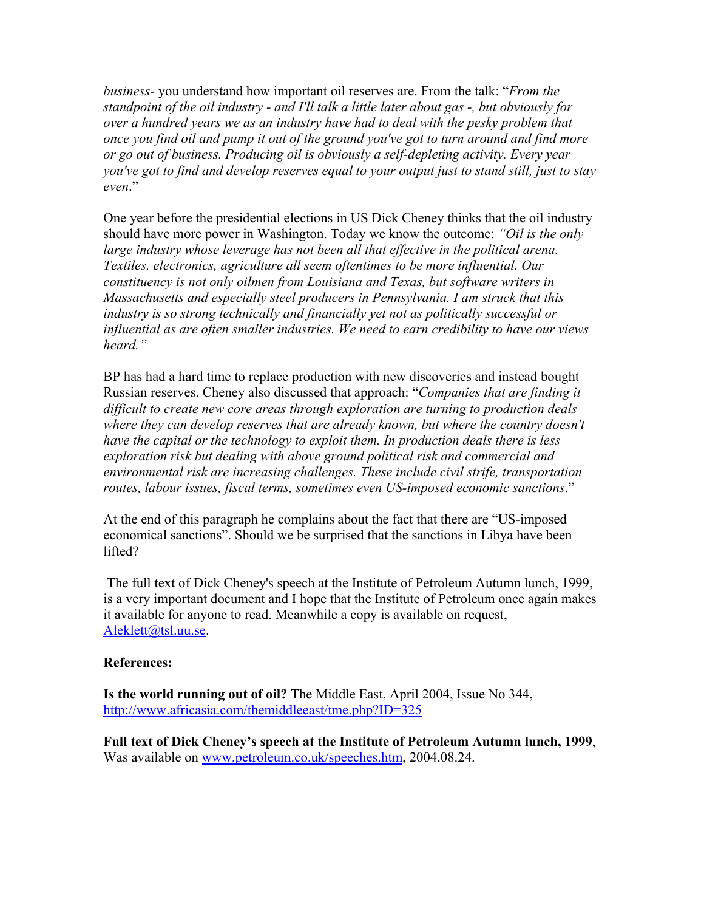*business*- you understand how important oil reserves are. From the talk: "*From the standpoint of the oil industry - and I'll talk a little later about gas -, but obviously for over a hundred years we as an industry have had to deal with the pesky problem that once you find oil and pump it out of the ground you've got to turn around and find more or go out of business. Producing oil is obviously a self-depleting activity. Every year you've got to find and develop reserves equal to your output just to stand still, just to stay even*."

One year before the presidential elections in US Dick Cheney thinks that the oil industry should have more power in Washington. Today we know the outcome: *"Oil is the only large industry whose leverage has not been all that effective in the political arena. Textiles, electronics, agriculture all seem oftentimes to be more influential. Our constituency is not only oilmen from Louisiana and Texas, but software writers in Massachusetts and especially steel producers in Pennsylvania. I am struck that this industry is so strong technically and financially yet not as politically successful or influential as are often smaller industries. We need to earn credibility to have our views heard."*

BP has had a hard time to replace production with new discoveries and instead bought Russian reserves. Cheney also discussed that approach: "*Companies that are finding it difficult to create new core areas through exploration are turning to production deals where they can develop reserves that are already known, but where the country doesn't have the capital or the technology to exploit them. In production deals there is less exploration risk but dealing with above ground political risk and commercial and environmental risk are increasing challenges. These include civil strife, transportation routes, labour issues, fiscal terms, sometimes even US-imposed economic sanctions*."

At the end of this paragraph he complains about the fact that there are "US-imposed economical sanctions". Should we be surprised that the sanctions in Libya have been lifted?

The full text of Dick Cheney's speech at the Institute of Petroleum Autumn lunch, 1999, is a very important document and I hope that the Institute of Petroleum once again makes it available for anyone to read. Meanwhile a copy is available on request, Aleklett@tsl.uu.se.

**References:**

**Is the world running out of oil?** The Middle East, April 2004, Issue No 344, http://www.africasia.com/themiddleeast/tme.php?ID=325

**Full text of Dick Cheney's speech at the Institute of Petroleum Autumn lunch, 1999**, Was available on www.petroleum.co.uk/speeches.htm, 2004.08.24.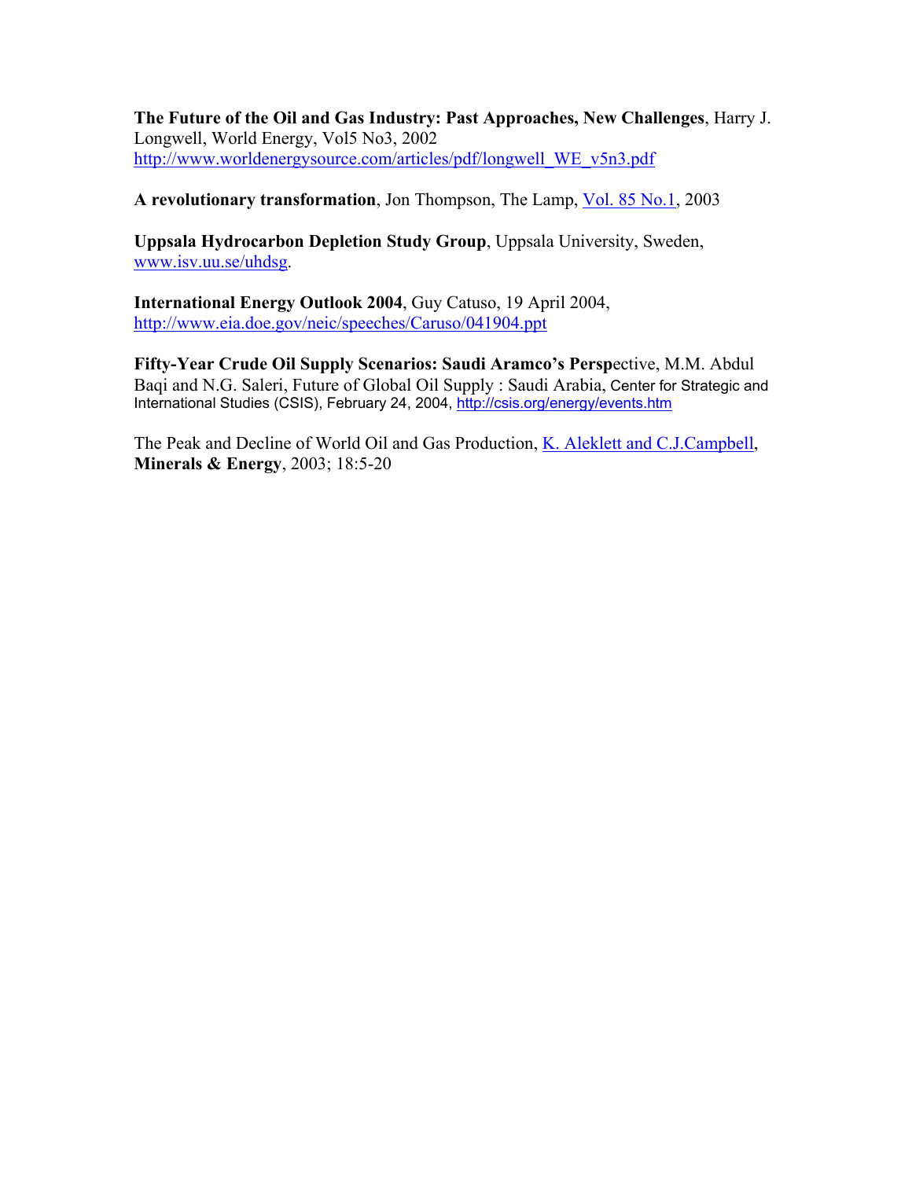**The Future of the Oil and Gas Industry: Past Approaches, New Challenges**, Harry J. Longwell, World Energy, Vol5 No3, 2002
http://www.worldenergysource.com/articles/pdf/longwell_WE_v5n3.pdf

**A revolutionary transformation**, Jon Thompson, The Lamp, Vol. 85 No.1, 2003

**Uppsala Hydrocarbon Depletion Study Group**, Uppsala University, Sweden, www.isv.uu.se/uhdsg.

**International Energy Outlook 2004**, Guy Catuso, 19 April 2004, http://www.eia.doe.gov/neic/speeches/Caruso/041904.ppt

**Fifty-Year Crude Oil Supply Scenarios: Saudi Aramco's Persp**ective, M.M. Abdul Baqi and N.G. Saleri, Future of Global Oil Supply : Saudi Arabia, Center for Strategic and International Studies (CSIS), February 24, 2004, http://csis.org/energy/events.htm

The Peak and Decline of World Oil and Gas Production, K. Aleklett and C.J.Campbell, **Minerals & Energy**, 2003; 18:5-20